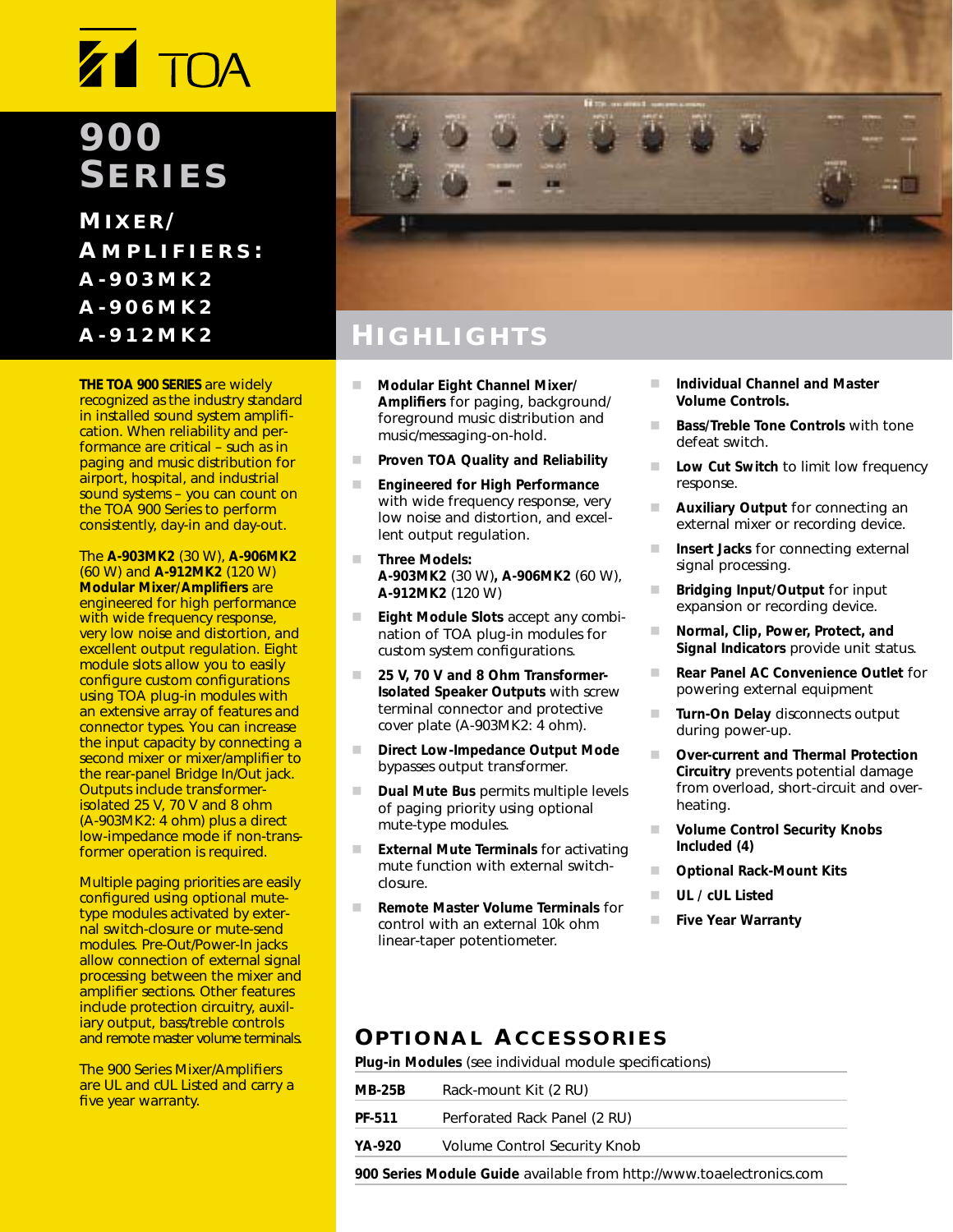# TOA

# 900 Series

## Mixer/Amplifiers: A-903MK2 A-906MK2 A-912MK2

**THE TOA 900 SERIES** are widely recognized as the industry standard in installed sound system amplification. When reliability and performance are critical – such as in paging and music distribution for airport, hospital, and industrial sound systems – you can count on the TOA 900 Series to perform consistently, day-in and day-out.

The **A-903MK2** (30 W), **A-906MK2** (60 W) and **A-912MK2** (120 W) **Modular Mixer/Amplifiers** are engineered for high performance with wide frequency response, very low noise and distortion, and excellent output regulation. Eight module slots allow you to easily configure custom configurations using TOA plug-in modules with an extensive array of features and connector types. You can increase the input capacity by connecting a second mixer or mixer/amplifier to the rear-panel Bridge In/Out jack. Outputs include transformer-isolated 25 V, 70 V and 8 ohm (A-903MK2: 4 ohm) plus a direct low-impedance mode if non-transformer operation is required.

Multiple paging priorities are easily configured using optional mute-type modules activated by external switch-closure or mute-send modules. Pre-Out/Power-In jacks allow connection of external signal processing between the mixer and amplifier sections. Other features include protection circuitry, auxiliary output, bass/treble controls and remote master volume terminals.

The 900 Series Mixer/Amplifiers are UL and cUL Listed and carry a five year warranty.

## Highlights

- **Modular Eight Channel Mixer/Amplifiers** for paging, background/foreground music distribution and music/messaging-on-hold.
- **Proven TOA Quality and Reliability**
- **Engineered for High Performance** with wide frequency response, very low noise and distortion, and excellent output regulation.
- **Three Models:** **A-903MK2** (30 W)**, A-906MK2** (60 W), **A-912MK2** (120 W)
- **Eight Module Slots** accept any combination of TOA plug-in modules for custom system configurations.
- **25 V, 70 V and 8 Ohm Transformer-Isolated Speaker Outputs** with screw terminal connector and protective cover plate (A-903MK2: 4 ohm).
- **Direct Low-Impedance Output Mode** bypasses output transformer.
- **Dual Mute Bus** permits multiple levels of paging priority using optional mute-type modules.
- **External Mute Terminals** for activating mute function with external switch-closure.
- **Remote Master Volume Terminals** for control with an external 10k ohm linear-taper potentiometer.
- **Individual Channel and Master Volume Controls.**
- **Bass/Treble Tone Controls** with tone defeat switch.
- **Low Cut Switch** to limit low frequency response.
- **Auxiliary Output** for connecting an external mixer or recording device.
- **Insert Jacks** for connecting external signal processing.
- **Bridging Input/Output** for input expansion or recording device.
- **Normal, Clip, Power, Protect, and Signal Indicators** provide unit status.
- **Rear Panel AC Convenience Outlet** for powering external equipment
- **Turn-On Delay** disconnects output during power-up.
- **Over-current and Thermal Protection Circuitry** prevents potential damage from overload, short-circuit and overheating.
- **Volume Control Security Knobs Included (4)**
- **Optional Rack-Mount Kits**
- **UL / cUL Listed**
- **Five Year Warranty**

## Optional Accessories

**Plug-in Modules** (see individual module specifications)

| | |
|---|---|
| **MB-25B** | Rack-mount Kit (2 RU) |
| **PF-511** | Perforated Rack Panel (2 RU) |
| **YA-920** | Volume Control Security Knob |

**900 Series Module Guide** available from http://www.toaelectronics.com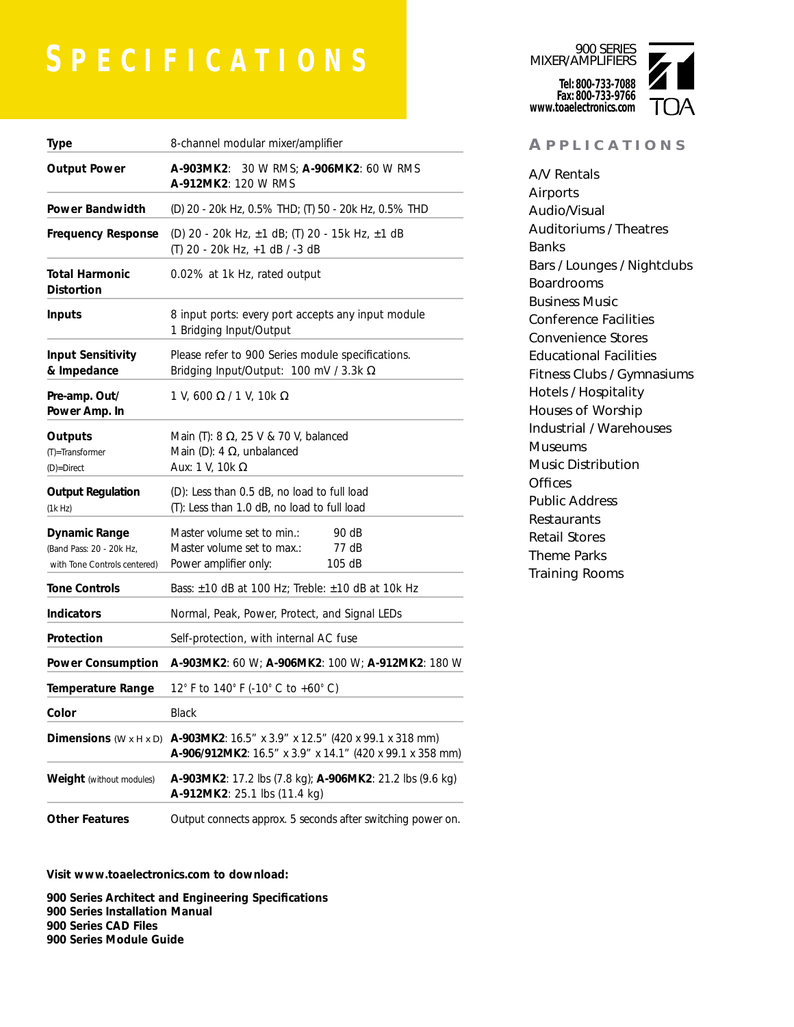# SPECIFICATIONS

900 SERIES
MIXER/AMPLIFIERS

**Tel: 800-733-7088**
**Fax: 800-733-9766**
**www.toaelectronics.com**

TOA

| | |
|---|---|
| **Type** | 8-channel modular mixer/amplifier |
| **Output Power** | **A-903MK2**: 30 W RMS; **A-906MK2**: 60 W RMS<br>**A-912MK2**: 120 W RMS |
| **Power Bandwidth** | (D) 20 - 20k Hz, 0.5% THD; (T) 50 - 20k Hz, 0.5% THD |
| **Frequency Response** | (D) 20 - 20k Hz, ±1 dB; (T) 20 - 15k Hz, ±1 dB<br>(T) 20 - 20k Hz, +1 dB / -3 dB |
| **Total Harmonic Distortion** | 0.02% at 1k Hz, rated output |
| **Inputs** | 8 input ports: every port accepts any input module<br>1 Bridging Input/Output |
| **Input Sensitivity & Impedance** | Please refer to 900 Series module specifications.<br>Bridging Input/Output: 100 mV / 3.3k Ω |
| **Pre-amp. Out/ Power Amp. In** | 1 V, 600 Ω / 1 V, 10k Ω |
| **Outputs**<br>(T)=Transformer<br>(D)=Direct | Main (T): 8 Ω, 25 V & 70 V, balanced<br>Main (D): 4 Ω, unbalanced<br>Aux: 1 V, 10k Ω |
| **Output Regulation**<br>(1k Hz) | (D): Less than 0.5 dB, no load to full load<br>(T): Less than 1.0 dB, no load to full load |
| **Dynamic Range**<br>(Band Pass: 20 - 20k Hz, with Tone Controls centered) | Master volume set to min.: 90 dB<br>Master volume set to max.: 77 dB<br>Power amplifier only: 105 dB |
| **Tone Controls** | Bass: ±10 dB at 100 Hz; Treble: ±10 dB at 10k Hz |
| **Indicators** | Normal, Peak, Power, Protect, and Signal LEDs |
| **Protection** | Self-protection, with internal AC fuse |
| **Power Consumption** | **A-903MK2**: 60 W; **A-906MK2**: 100 W; **A-912MK2**: 180 W |
| **Temperature Range** | 12° F to 140° F (-10° C to +60° C) |
| **Color** | Black |
| **Dimensions** (W x H x D) | **A-903MK2**: 16.5" x 3.9" x 12.5" (420 x 99.1 x 318 mm)<br>**A-906/912MK2**: 16.5" x 3.9" x 14.1" (420 x 99.1 x 358 mm) |
| **Weight** (without modules) | **A-903MK2**: 17.2 lbs (7.8 kg); **A-906MK2**: 21.2 lbs (9.6 kg)<br>**A-912MK2**: 25.1 lbs (11.4 kg) |
| **Other Features** | Output connects approx. 5 seconds after switching power on. |

**Visit www.toaelectronics.com to download:**

**900 Series Architect and Engineering Specifications**
**900 Series Installation Manual**
**900 Series CAD Files**
**900 Series Module Guide**

## APPLICATIONS

A/V Rentals
Airports
Audio/Visual
Auditoriums / Theatres
Banks
Bars / Lounges / Nightclubs
Boardrooms
Business Music
Conference Facilities
Convenience Stores
Educational Facilities
Fitness Clubs / Gymnasiums
Hotels / Hospitality
Houses of Worship
Industrial / Warehouses
Museums
Music Distribution
Offices
Public Address
Restaurants
Retail Stores
Theme Parks
Training Rooms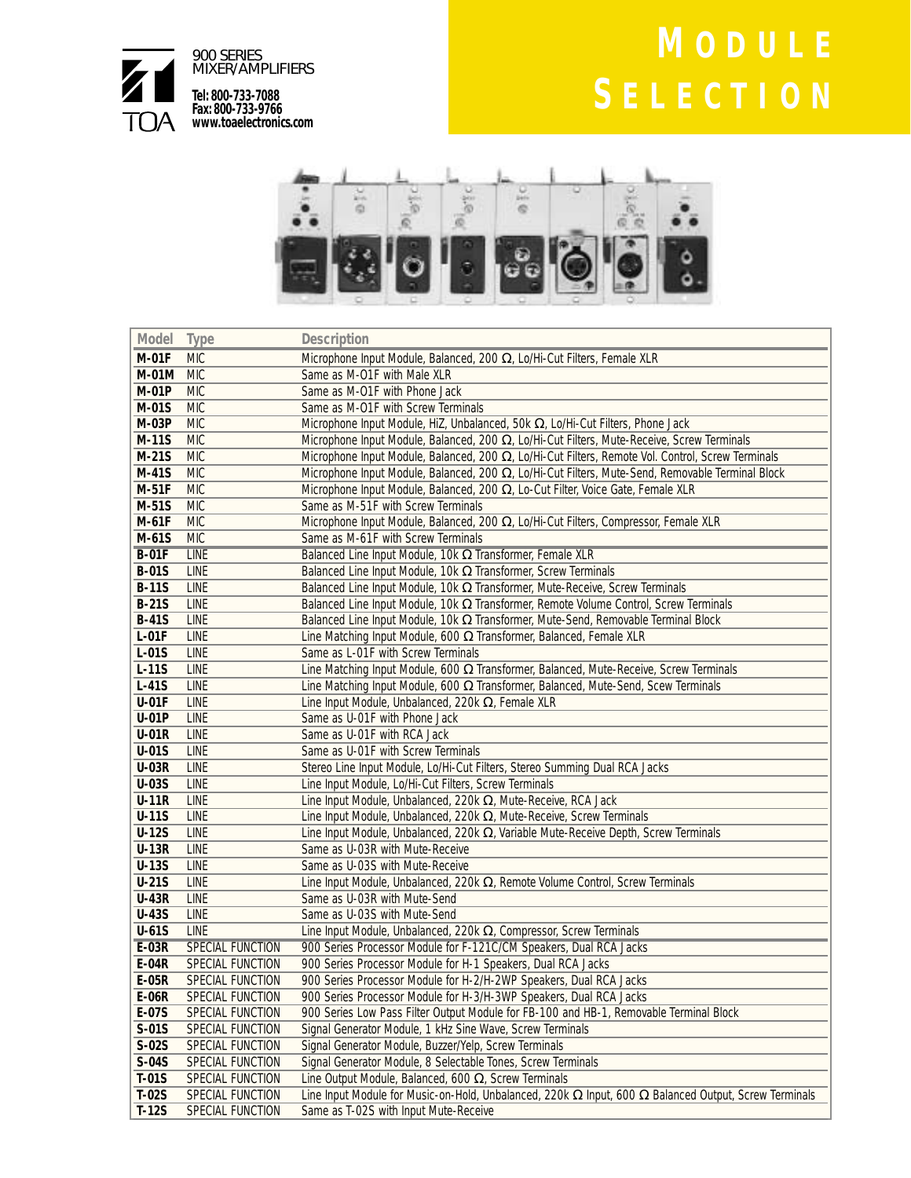TOA

900 SERIES
MIXER/AMPLIFIERS

**Tel: 800-733-7088**
**Fax: 800-733-9766**
**www.toaelectronics.com**

# MODULE SELECTION

| Model | Type | Description |
|---|---|---|
| **M-01F** | MIC | Microphone Input Module, Balanced, 200 Ω, Lo/Hi-Cut Filters, Female XLR |
| **M-01M** | MIC | Same as M-01F with Male XLR |
| **M-01P** | MIC | Same as M-01F with Phone Jack |
| **M-01S** | MIC | Same as M-01F with Screw Terminals |
| **M-03P** | MIC | Microphone Input Module, HiZ, Unbalanced, 50k Ω, Lo/Hi-Cut Filters, Phone Jack |
| **M-11S** | MIC | Microphone Input Module, Balanced, 200 Ω, Lo/Hi-Cut Filters, Mute-Receive, Screw Terminals |
| **M-21S** | MIC | Microphone Input Module, Balanced, 200 Ω, Lo/Hi-Cut Filters, Remote Vol. Control, Screw Terminals |
| **M-41S** | MIC | Microphone Input Module, Balanced, 200 Ω, Lo/Hi-Cut Filters, Mute-Send, Removable Terminal Block |
| **M-51F** | MIC | Microphone Input Module, Balanced, 200 Ω, Lo-Cut Filter, Voice Gate, Female XLR |
| **M-51S** | MIC | Same as M-51F with Screw Terminals |
| **M-61F** | MIC | Microphone Input Module, Balanced, 200 Ω, Lo/Hi-Cut Filters, Compressor, Female XLR |
| **M-61S** | MIC | Same as M-61F with Screw Terminals |
| **B-01F** | LINE | Balanced Line Input Module, 10k Ω Transformer, Female XLR |
| **B-01S** | LINE | Balanced Line Input Module, 10k Ω Transformer, Screw Terminals |
| **B-11S** | LINE | Balanced Line Input Module, 10k Ω Transformer, Mute-Receive, Screw Terminals |
| **B-21S** | LINE | Balanced Line Input Module, 10k Ω Transformer, Remote Volume Control, Screw Terminals |
| **B-41S** | LINE | Balanced Line Input Module, 10k Ω Transformer, Mute-Send, Removable Terminal Block |
| **L-01F** | LINE | Line Matching Input Module, 600 Ω Transformer, Balanced, Female XLR |
| **L-01S** | LINE | Same as L-01F with Screw Terminals |
| **L-11S** | LINE | Line Matching Input Module, 600 Ω Transformer, Balanced, Mute-Receive, Screw Terminals |
| **L-41S** | LINE | Line Matching Input Module, 600 Ω Transformer, Balanced, Mute-Send, Scew Terminals |
| **U-01F** | LINE | Line Input Module, Unbalanced, 220k Ω, Female XLR |
| **U-01P** | LINE | Same as U-01F with Phone Jack |
| **U-01R** | LINE | Same as U-01F with RCA Jack |
| **U-01S** | LINE | Same as U-01F with Screw Terminals |
| **U-03R** | LINE | Stereo Line Input Module, Lo/Hi-Cut Filters, Stereo Summing Dual RCA Jacks |
| **U-03S** | LINE | Line Input Module, Lo/Hi-Cut Filters, Screw Terminals |
| **U-11R** | LINE | Line Input Module, Unbalanced, 220k Ω, Mute-Receive, RCA Jack |
| **U-11S** | LINE | Line Input Module, Unbalanced, 220k Ω, Mute-Receive, Screw Terminals |
| **U-12S** | LINE | Line Input Module, Unbalanced, 220k Ω, Variable Mute-Receive Depth, Screw Terminals |
| **U-13R** | LINE | Same as U-03R with Mute-Receive |
| **U-13S** | LINE | Same as U-03S with Mute-Receive |
| **U-21S** | LINE | Line Input Module, Unbalanced, 220k Ω, Remote Volume Control, Screw Terminals |
| **U-43R** | LINE | Same as U-03R with Mute-Send |
| **U-43S** | LINE | Same as U-03S with Mute-Send |
| **U-61S** | LINE | Line Input Module, Unbalanced, 220k Ω, Compressor, Screw Terminals |
| **E-03R** | SPECIAL FUNCTION | 900 Series Processor Module for F-121C/CM Speakers, Dual RCA Jacks |
| **E-04R** | SPECIAL FUNCTION | 900 Series Processor Module for H-1 Speakers, Dual RCA Jacks |
| **E-05R** | SPECIAL FUNCTION | 900 Series Processor Module for H-2/H-2WP Speakers, Dual RCA Jacks |
| **E-06R** | SPECIAL FUNCTION | 900 Series Processor Module for H-3/H-3WP Speakers, Dual RCA Jacks |
| **E-07S** | SPECIAL FUNCTION | 900 Series Low Pass Filter Output Module for FB-100 and HB-1, Removable Terminal Block |
| **S-01S** | SPECIAL FUNCTION | Signal Generator Module, 1 kHz Sine Wave, Screw Terminals |
| **S-02S** | SPECIAL FUNCTION | Signal Generator Module, Buzzer/Yelp, Screw Terminals |
| **S-04S** | SPECIAL FUNCTION | Signal Generator Module, 8 Selectable Tones, Screw Terminals |
| **T-01S** | SPECIAL FUNCTION | Line Output Module, Balanced, 600 Ω, Screw Terminals |
| **T-02S** | SPECIAL FUNCTION | Line Input Module for Music-on-Hold, Unbalanced, 220k Ω Input, 600 Ω Balanced Output, Screw Terminals |
| **T-12S** | SPECIAL FUNCTION | Same as T-02S with Input Mute-Receive |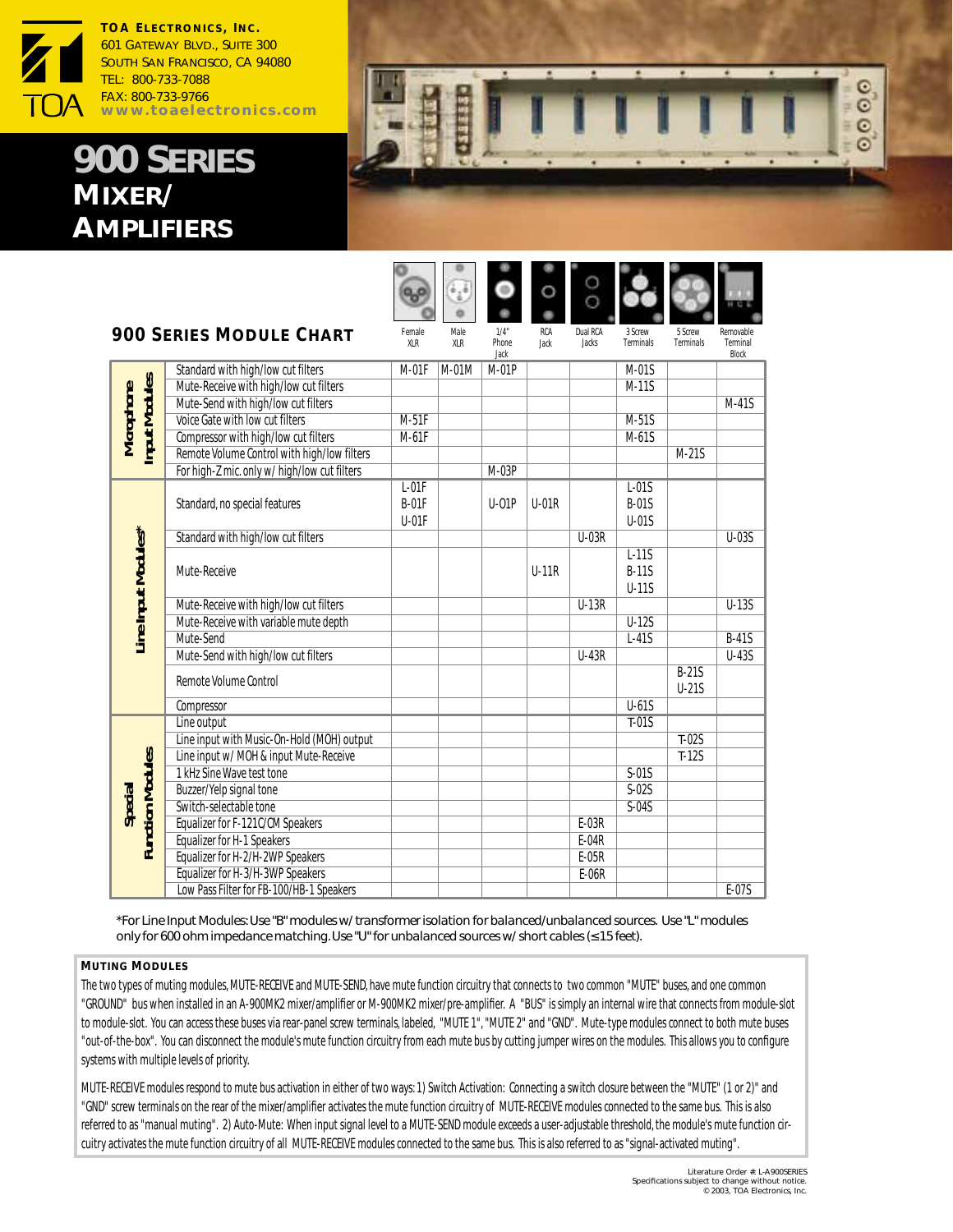**TOA ELECTRONICS, INC.**
601 GATEWAY BLVD., SUITE 300
SOUTH SAN FRANCISCO, CA 94080
TEL: 800-733-7088
FAX: 800-733-9766
www.toaelectronics.com

# 900 SERIES MIXER/ AMPLIFIERS

## 900 SERIES MODULE CHART

| | | Female XLR | Male XLR | 1/4" Phone Jack | RCA Jack | Dual RCA Jacks | 3 Screw Terminals | 5 Screw Terminals | Removable Terminal Block |
|---|---|---|---|---|---|---|---|---|---|
| Microphone Input Modules | Standard with high/low cut filters | M-01F | M-01M | M-01P | | | M-01S | | |
| | Mute-Receive with high/low cut filters | | | | | | M-11S | | |
| | Mute-Send with high/low cut filters | | | | | | | | M-41S |
| | Voice Gate with low cut filters | M-51F | | | | | M-51S | | |
| | Compressor with high/low cut filters | M-61F | | | | | M-61S | | |
| | Remote Volume Control with high/low filters | | | | | | | M-21S | |
| | For high-Z mic. only w/ high/low cut filters | | | M-03P | | | | | |
| Line Input Modules* | Standard, no special features | L-01F B-01F U-01F | | U-01P | U-01R | | L-01S B-01S U-01S | | |
| | Standard with high/low cut filters | | | | | U-03R | | | U-03S |
| | Mute-Receive | | | | U-11R | | L-11S B-11S U-11S | | |
| | Mute-Receive with high/low cut filters | | | | | U-13R | | | U-13S |
| | Mute-Receive with variable mute depth | | | | | | U-12S | | |
| | Mute-Send | | | | | | L-41S | | B-41S |
| | Mute-Send with high/low cut filters | | | | | U-43R | | | U-43S |
| | Remote Volume Control | | | | | | | B-21S U-21S | |
| | Compressor | | | | | | U-61S | | |
| Special Function Modules | Line output | | | | | | T-01S | | |
| | Line input with Music-On-Hold (MOH) output | | | | | | | T-02S | |
| | Line input w/ MOH & input Mute-Receive | | | | | | | T-12S | |
| | 1 kHz Sine Wave test tone | | | | | | S-01S | | |
| | Buzzer/Yelp signal tone | | | | | | S-02S | | |
| | Switch-selectable tone | | | | | | S-04S | | |
| | Equalizer for F-121C/CM Speakers | | | | | E-03R | | | |
| | Equalizer for H-1 Speakers | | | | | E-04R | | | |
| | Equalizer for H-2/H-2WP Speakers | | | | | E-05R | | | |
| | Equalizer for H-3/H-3WP Speakers | | | | | E-06R | | | |
| | Low Pass Filter for FB-100/HB-1 Speakers | | | | | | | | E-07S |

*For Line Input Modules: Use "B" modules w/ transformer isolation for balanced/unbalanced sources. Use "L" modules only for 600 ohm impedance matching. Use "U" for unbalanced sources w/ short cables (≤15 feet).

### MUTING MODULES

The two types of muting modules, MUTE-RECEIVE and MUTE-SEND, have mute function circuitry that connects to two common "MUTE" buses, and one common "GROUND" bus when installed in an A-900MK2 mixer/amplifier or M-900MK2 mixer/pre-amplifier. A "BUS" is simply an internal wire that connects from module-slot to module-slot. You can access these buses via rear-panel screw terminals, labeled, "MUTE 1", "MUTE 2" and "GND". Mute-type modules connect to both mute buses "out-of-the-box". You can disconnect the module's mute function circuitry from each mute bus by cutting jumper wires on the modules. This allows you to configure systems with multiple levels of priority.

MUTE-RECEIVE modules respond to mute bus activation in either of two ways: 1) Switch Activation: Connecting a switch closure between the "MUTE" (1 or 2)" and "GND" screw terminals on the rear of the mixer/amplifier activates the mute function circuitry of MUTE-RECEIVE modules connected to the same bus. This is also referred to as "manual muting". 2) Auto-Mute: When input signal level to a MUTE-SEND module exceeds a user-adjustable threshold, the module's mute function circuitry activates the mute function circuitry of all MUTE-RECEIVE modules connected to the same bus. This is also referred to as "signal-activated muting".

Literature Order #: L-A900SERIES
Specifications subject to change without notice.
© 2003, TOA Electronics, Inc.